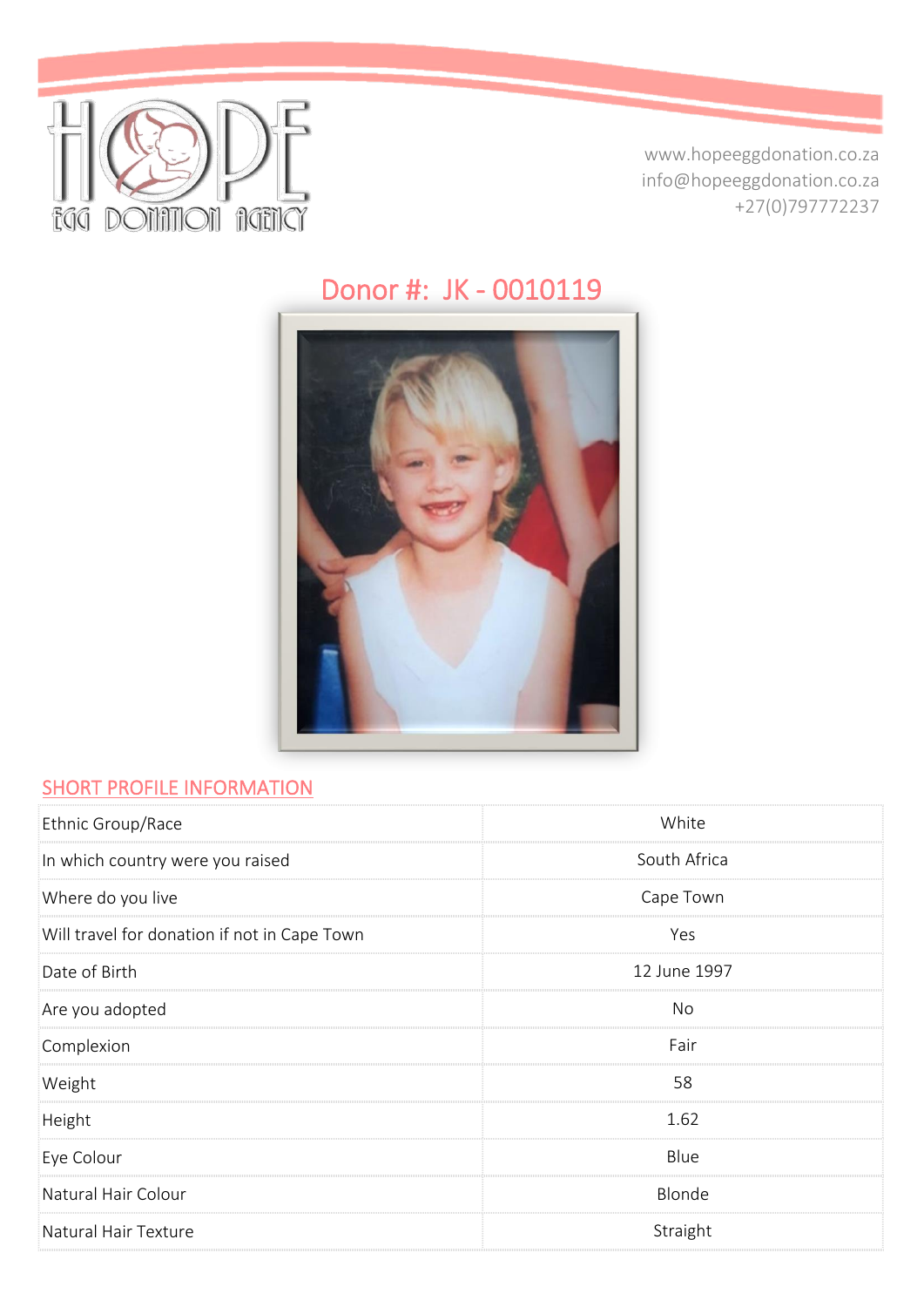HOPE EGG DONATION AGENCY

www.hopeeggdonation.co.za
info@hopeeggdonation.co.za
+27(0)797772237

# Donor #: JK - 0010119

## SHORT PROFILE INFORMATION

| | |
|---|---|
| Ethnic Group/Race | White |
| In which country were you raised | South Africa |
| Where do you live | Cape Town |
| Will travel for donation if not in Cape Town | Yes |
| Date of Birth | 12 June 1997 |
| Are you adopted | No |
| Complexion | Fair |
| Weight | 58 |
| Height | 1.62 |
| Eye Colour | Blue |
| Natural Hair Colour | Blonde |
| Natural Hair Texture | Straight |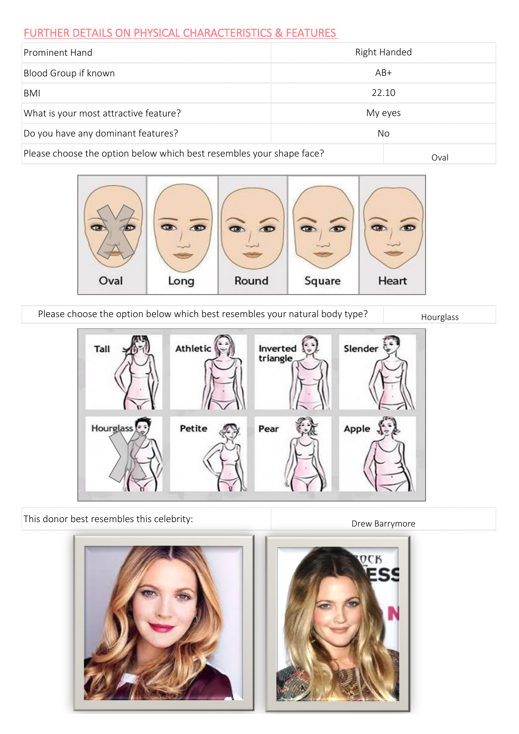## FURTHER DETAILS ON PHYSICAL CHARACTERISTICS & FEATURES

| | |
|---|---|
| Prominent Hand | Right Handed |
| Blood Group if known | AB+ |
| BMI | 22.10 |
| What is your most attractive feature? | My eyes |
| Do you have any dominant features? | No |
| Please choose the option below which best resembles your shape face? | Oval |

Oval | Long | Round | Square | Heart

| | |
|---|---|
| Please choose the option below which best resembles your natural body type? | Hourglass |

Tall | Athletic | Inverted triangle | Slender | Hourglass | Petite | Pear | Apple

| | |
|---|---|
| This donor best resembles this celebrity: | Drew Barrymore |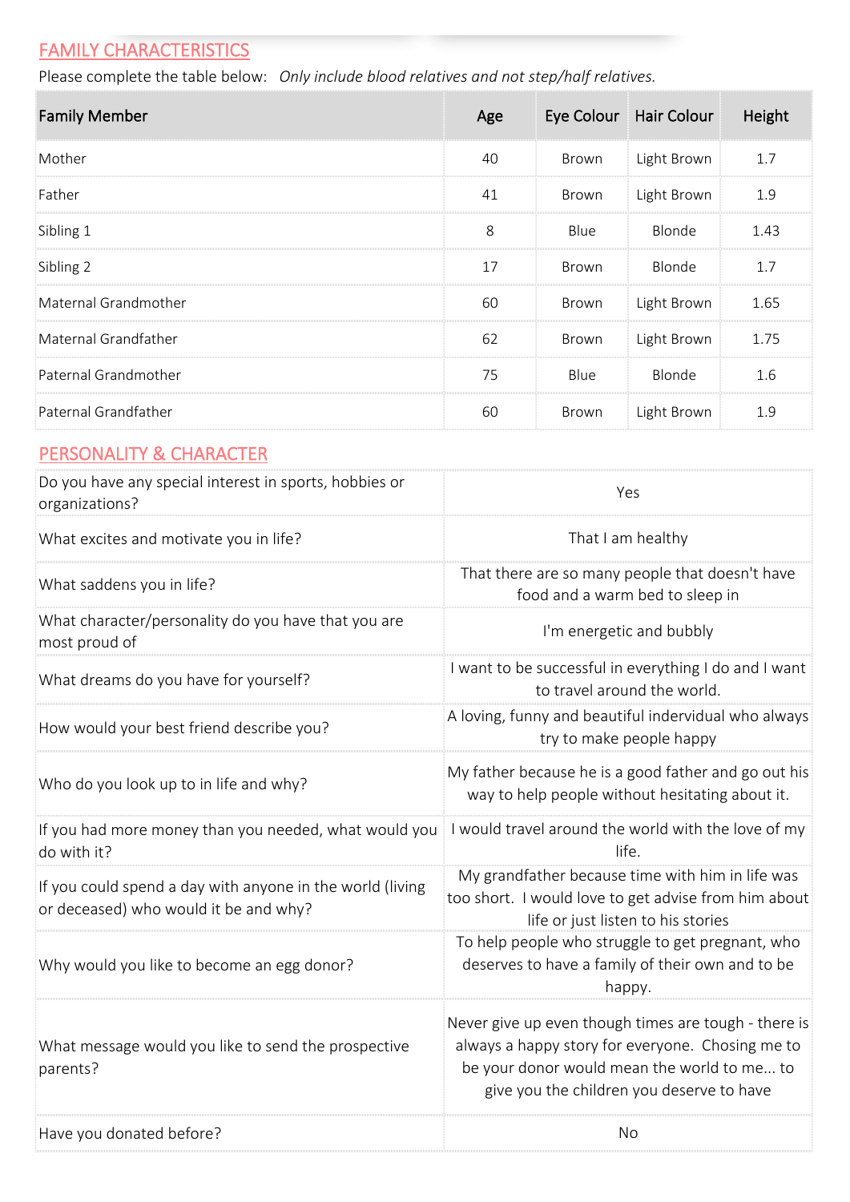## FAMILY CHARACTERISTICS

Please complete the table below: *Only include blood relatives and not step/half relatives.*

| Family Member | Age | Eye Colour | Hair Colour | Height |
|---|---|---|---|---|
| Mother | 40 | Brown | Light Brown | 1.7 |
| Father | 41 | Brown | Light Brown | 1.9 |
| Sibling 1 | 8 | Blue | Blonde | 1.43 |
| Sibling 2 | 17 | Brown | Blonde | 1.7 |
| Maternal Grandmother | 60 | Brown | Light Brown | 1.65 |
| Maternal Grandfather | 62 | Brown | Light Brown | 1.75 |
| Paternal Grandmother | 75 | Blue | Blonde | 1.6 |
| Paternal Grandfather | 60 | Brown | Light Brown | 1.9 |

## PERSONALITY & CHARACTER

| | |
|---|---|
| Do you have any special interest in sports, hobbies or organizations? | Yes |
| What excites and motivate you in life? | That I am healthy |
| What saddens you in life? | That there are so many people that doesn't have food and a warm bed to sleep in |
| What character/personality do you have that you are most proud of | I'm energetic and bubbly |
| What dreams do you have for yourself? | I want to be successful in everything I do and I want to travel around the world. |
| How would your best friend describe you? | A loving, funny and beautiful indervidual who always try to make people happy |
| Who do you look up to in life and why? | My father because he is a good father and go out his way to help people without hesitating about it. |
| If you had more money than you needed, what would you do with it? | I would travel around the world with the love of my life. |
| If you could spend a day with anyone in the world (living or deceased) who would it be and why? | My grandfather because time with him in life was too short. I would love to get advise from him about life or just listen to his stories |
| Why would you like to become an egg donor? | To help people who struggle to get pregnant, who deserves to have a family of their own and to be happy. |
| What message would you like to send the prospective parents? | Never give up even though times are tough - there is always a happy story for everyone. Chosing me to be your donor would mean the world to me... to give you the children you deserve to have |
| Have you donated before? | No |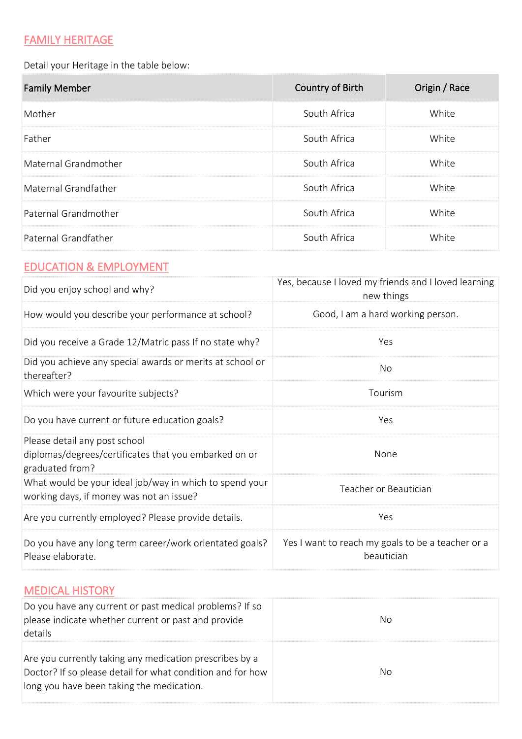## FAMILY HERITAGE

Detail your Heritage in the table below:

| Family Member | Country of Birth | Origin / Race |
|---|---|---|
| Mother | South Africa | White |
| Father | South Africa | White |
| Maternal Grandmother | South Africa | White |
| Maternal Grandfather | South Africa | White |
| Paternal Grandmother | South Africa | White |
| Paternal Grandfather | South Africa | White |

## EDUCATION & EMPLOYMENT

| | |
|---|---|
| Did you enjoy school and why? | Yes, because I loved my friends and I loved learning new things |
| How would you describe your performance at school? | Good, I am a hard working person. |
| Did you receive a Grade 12/Matric pass If no state why? | Yes |
| Did you achieve any special awards or merits at school or thereafter? | No |
| Which were your favourite subjects? | Tourism |
| Do you have current or future education goals? | Yes |
| Please detail any post school diplomas/degrees/certificates that you embarked on or graduated from? | None |
| What would be your ideal job/way in which to spend your working days, if money was not an issue? | Teacher or Beautician |
| Are you currently employed? Please provide details. | Yes |
| Do you have any long term career/work orientated goals? Please elaborate. | Yes I want to reach my goals to be a teacher or a beautician |

## MEDICAL HISTORY

| | |
|---|---|
| Do you have any current or past medical problems? If so please indicate whether current or past and provide details | No |
| Are you currently taking any medication prescribes by a Doctor? If so please detail for what condition and for how long you have been taking the medication. | No |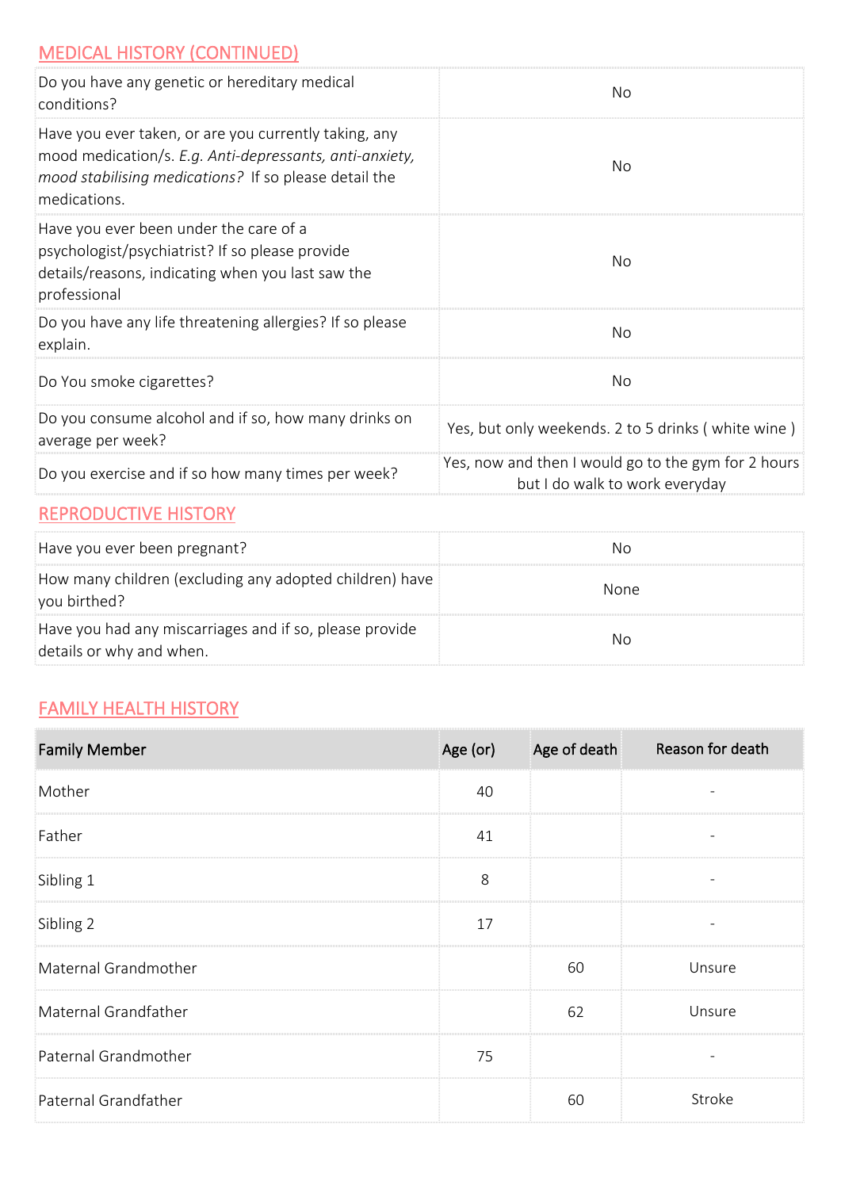## MEDICAL HISTORY (CONTINUED)

| | |
|---|---|
| Do you have any genetic or hereditary medical conditions? | No |
| Have you ever taken, or are you currently taking, any mood medication/s. *E.g. Anti-depressants, anti-anxiety, mood stabilising medications?* If so please detail the medications. | No |
| Have you ever been under the care of a psychologist/psychiatrist? If so please provide details/reasons, indicating when you last saw the professional | No |
| Do you have any life threatening allergies? If so please explain. | No |
| Do You smoke cigarettes? | No |
| Do you consume alcohol and if so, how many drinks on average per week? | Yes, but only weekends. 2 to 5 drinks ( white wine ) |
| Do you exercise and if so how many times per week? | Yes, now and then I would go to the gym for 2 hours but I do walk to work everyday |

## REPRODUCTIVE HISTORY

| | |
|---|---|
| Have you ever been pregnant? | No |
| How many children (excluding any adopted children) have you birthed? | None |
| Have you had any miscarriages and if so, please provide details or why and when. | No |

## FAMILY HEALTH HISTORY

| Family Member | Age (or) | Age of death | Reason for death |
|---|---|---|---|
| Mother | 40 | | - |
| Father | 41 | | - |
| Sibling 1 | 8 | | - |
| Sibling 2 | 17 | | - |
| Maternal Grandmother | | 60 | Unsure |
| Maternal Grandfather | | 62 | Unsure |
| Paternal Grandmother | 75 | | - |
| Paternal Grandfather | | 60 | Stroke |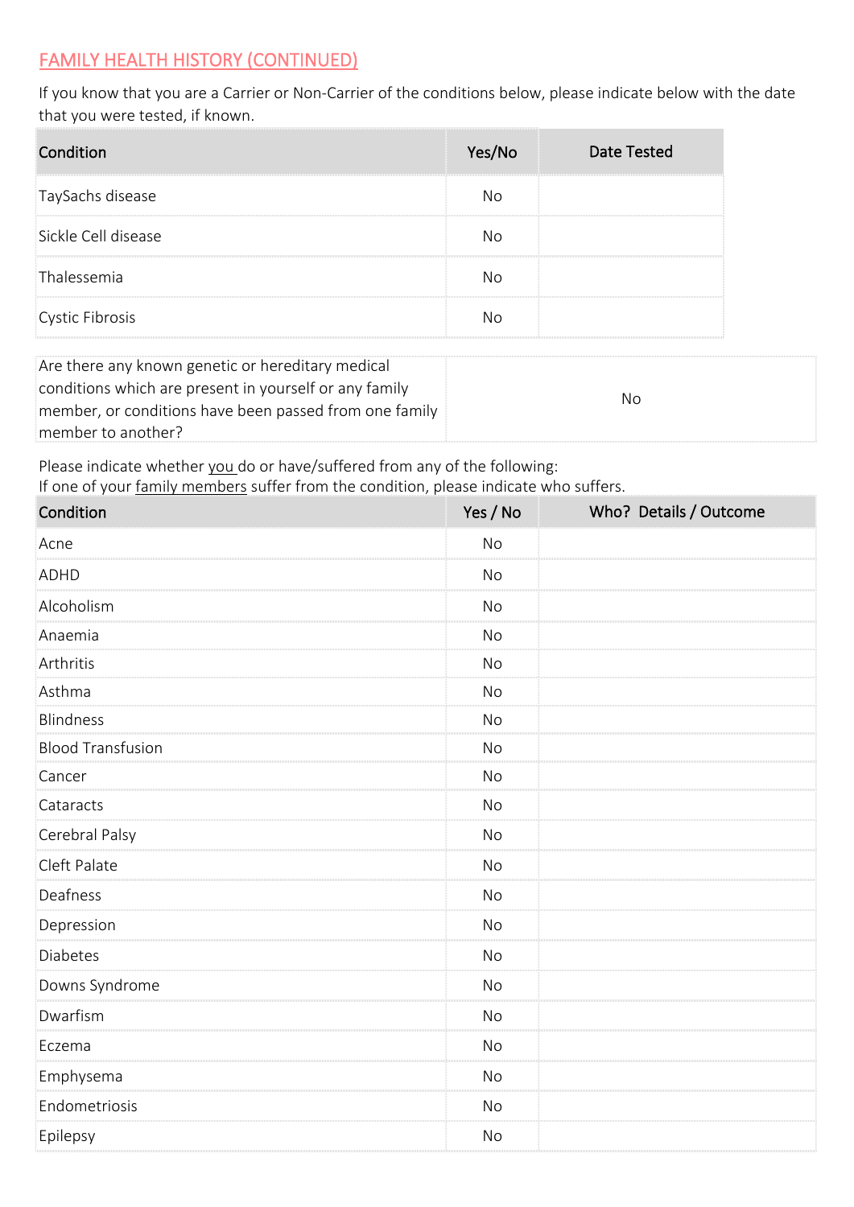## FAMILY HEALTH HISTORY (CONTINUED)

If you know that you are a Carrier or Non-Carrier of the conditions below, please indicate below with the date that you were tested, if known.

| Condition | Yes/No | Date Tested |
|---|---|---|
| TaySachs disease | No | |
| Sickle Cell disease | No | |
| Thalessemia | No | |
| Cystic Fibrosis | No | |

| | |
|---|---|
| Are there any known genetic or hereditary medical conditions which are present in yourself or any family member, or conditions have been passed from one family member to another? | No |

Please indicate whether you do or have/suffered from any of the following:
If one of your family members suffer from the condition, please indicate who suffers.

| Condition | Yes / No | Who? Details / Outcome |
|---|---|---|
| Acne | No | |
| ADHD | No | |
| Alcoholism | No | |
| Anaemia | No | |
| Arthritis | No | |
| Asthma | No | |
| Blindness | No | |
| Blood Transfusion | No | |
| Cancer | No | |
| Cataracts | No | |
| Cerebral Palsy | No | |
| Cleft Palate | No | |
| Deafness | No | |
| Depression | No | |
| Diabetes | No | |
| Downs Syndrome | No | |
| Dwarfism | No | |
| Eczema | No | |
| Emphysema | No | |
| Endometriosis | No | |
| Epilepsy | No | |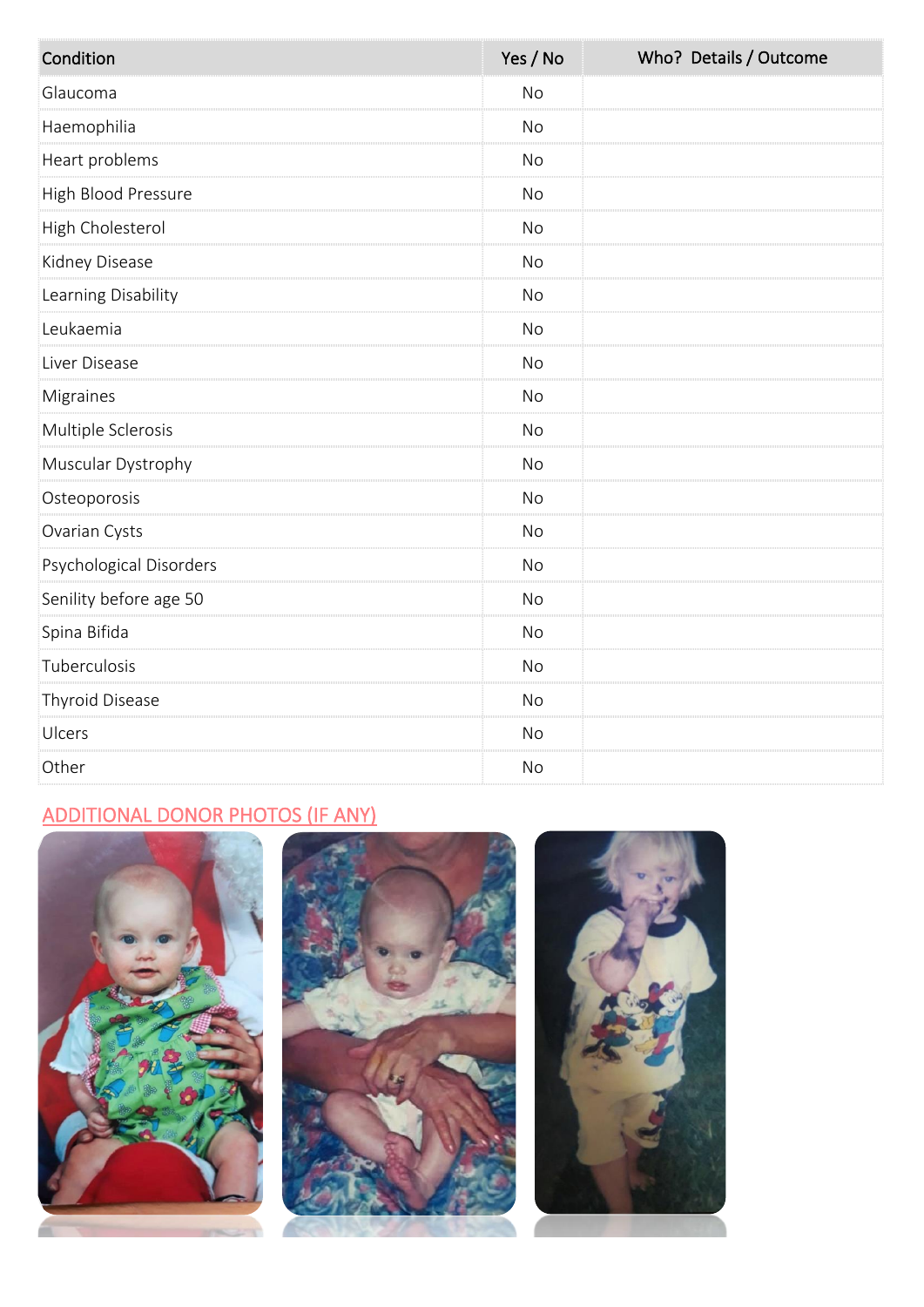| Condition | Yes / No | Who? Details / Outcome |
|---|---|---|
| Glaucoma | No | |
| Haemophilia | No | |
| Heart problems | No | |
| High Blood Pressure | No | |
| High Cholesterol | No | |
| Kidney Disease | No | |
| Learning Disability | No | |
| Leukaemia | No | |
| Liver Disease | No | |
| Migraines | No | |
| Multiple Sclerosis | No | |
| Muscular Dystrophy | No | |
| Osteoporosis | No | |
| Ovarian Cysts | No | |
| Psychological Disorders | No | |
| Senility before age 50 | No | |
| Spina Bifida | No | |
| Tuberculosis | No | |
| Thyroid Disease | No | |
| Ulcers | No | |
| Other | No | |

## ADDITIONAL DONOR PHOTOS (IF ANY)